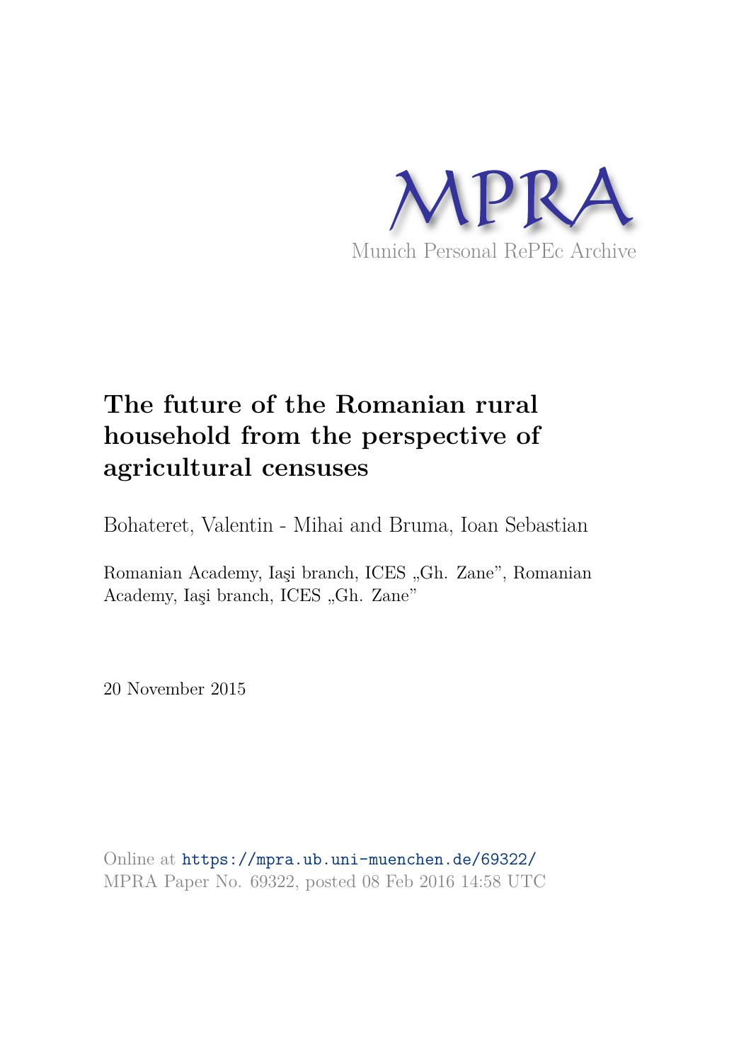MPRA

Munich Personal RePEc Archive

# The future of the Romanian rural household from the perspective of agricultural censuses

Bohateret, Valentin - Mihai and Bruma, Ioan Sebastian

Romanian Academy, Iaşi branch, ICES „Gh. Zane", Romanian Academy, Iaşi branch, ICES „Gh. Zane"

20 November 2015

Online at https://mpra.ub.uni-muenchen.de/69322/
MPRA Paper No. 69322, posted 08 Feb 2016 14:58 UTC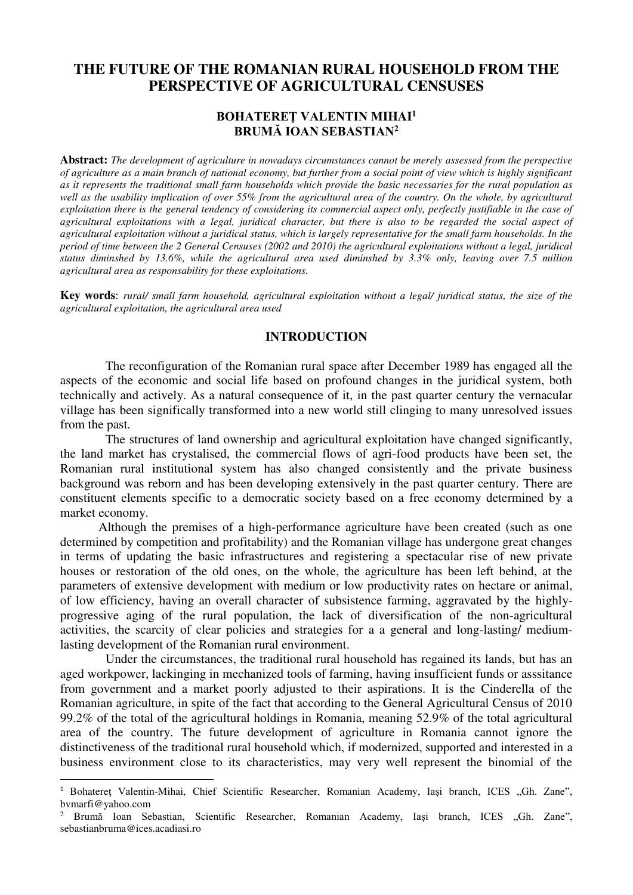# THE FUTURE OF THE ROMANIAN RURAL HOUSEHOLD FROM THE PERSPECTIVE OF AGRICULTURAL CENSUSES

**BOHATEREȚ VALENTIN MIHAI**[1]
**BRUMĂ IOAN SEBASTIAN**[2]

**Abstract:** *The development of agriculture in nowadays circumstances cannot be merely assessed from the perspective of agriculture as a main branch of national economy, but further from a social point of view which is highly significant as it represents the traditional small farm households which provide the basic necessaries for the rural population as well as the usability implication of over 55% from the agricultural area of the country. On the whole, by agricultural exploitation there is the general tendency of considering its commercial aspect only, perfectly justifiable in the case of agricultural exploitations with a legal, juridical character, but there is also to be regarded the social aspect of agricultural exploitation without a juridical status, which is largely representative for the small farm households. In the period of time between the 2 General Censuses (2002 and 2010) the agricultural exploitations without a legal, juridical status diminshed by 13.6%, while the agricultural area used diminshed by 3.3% only, leaving over 7.5 million agricultural area as responsability for these exploitations.*

**Key words**: *rural/ small farm household, agricultural exploitation without a legal/ juridical status, the size of the agricultural exploitation, the agricultural area used*

## INTRODUCTION

The reconfiguration of the Romanian rural space after December 1989 has engaged all the aspects of the economic and social life based on profound changes in the juridical system, both technically and actively. As a natural consequence of it, in the past quarter century the vernacular village has been significally transformed into a new world still clinging to many unresolved issues from the past.

The structures of land ownership and agricultural exploitation have changed significantly, the land market has crystalised, the commercial flows of agri-food products have been set, the Romanian rural institutional system has also changed consistently and the private business background was reborn and has been developing extensively in the past quarter century. There are constituent elements specific to a democratic society based on a free economy determined by a market economy.

Although the premises of a high-performance agriculture have been created (such as one determined by competition and profitability) and the Romanian village has undergone great changes in terms of updating the basic infrastructures and registering a spectacular rise of new private houses or restoration of the old ones, on the whole, the agriculture has been left behind, at the parameters of extensive development with medium or low productivity rates on hectare or animal, of low efficiency, having an overall character of subsistence farming, aggravated by the highly-progressive aging of the rural population, the lack of diversification of the non-agricultural activities, the scarcity of clear policies and strategies for a a general and long-lasting/ medium-lasting development of the Romanian rural environment.

Under the circumstances, the traditional rural household has regained its lands, but has an aged workpower, lackinging in mechanized tools of farming, having insufficient funds or asssitance from government and a market poorly adjusted to their aspirations. It is the Cinderella of the Romanian agriculture, in spite of the fact that according to the General Agricultural Census of 2010 99.2% of the total of the agricultural holdings in Romania, meaning 52.9% of the total agricultural area of the country. The future development of agriculture in Romania cannot ignore the distinctiveness of the traditional rural household which, if modernized, supported and interested in a business environment close to its characteristics, may very well represent the binomial of the

---

[1] Bohatereţ Valentin-Mihai, Chief Scientific Researcher, Romanian Academy, Iaşi branch, ICES „Gh. Zane", bvmarfi@yahoo.com

[2] Brumă Ioan Sebastian, Scientific Researcher, Romanian Academy, Iaşi branch, ICES „Gh. Zane", sebastianbruma@ices.acadiasi.ro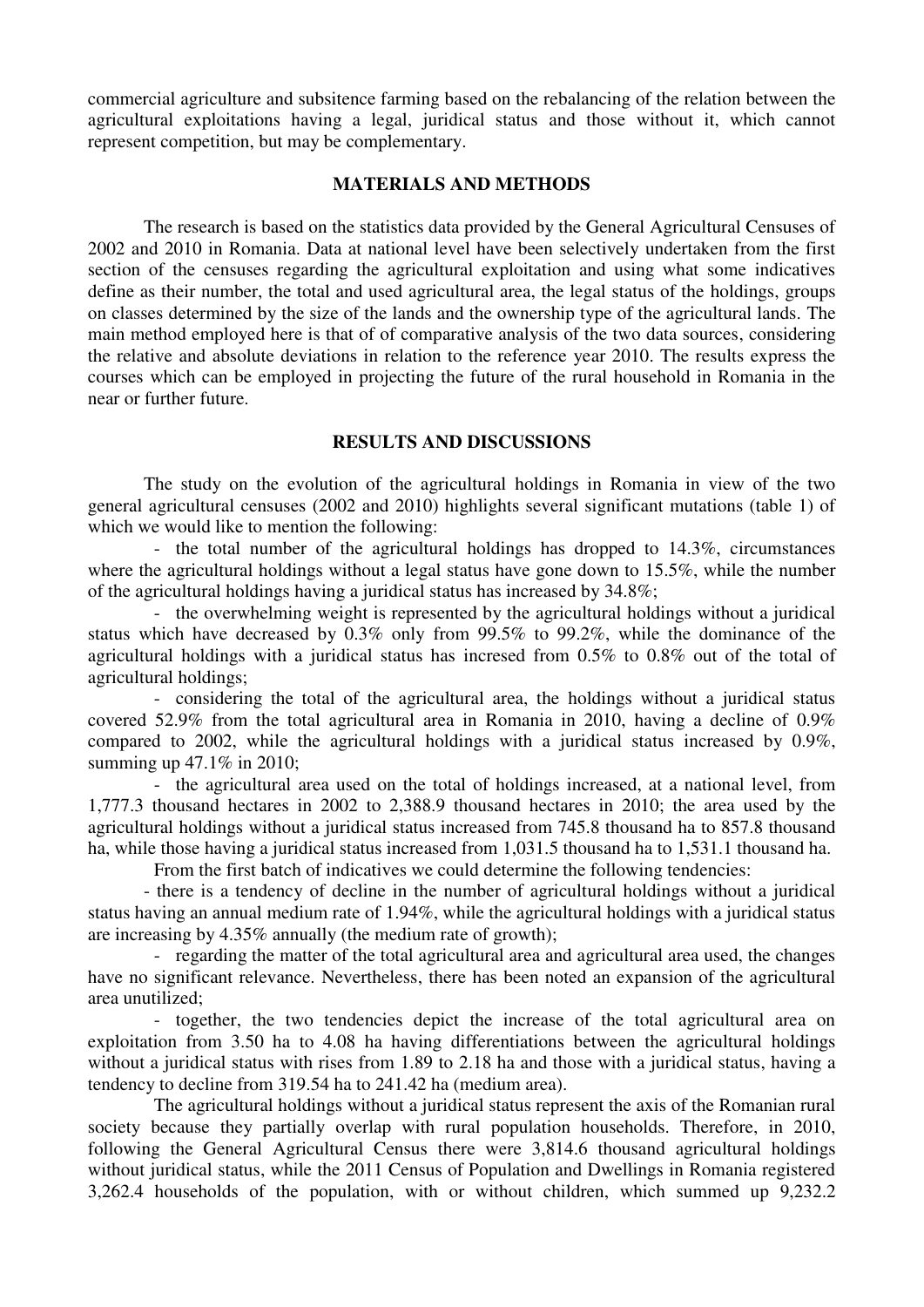commercial agriculture and subsitence farming based on the rebalancing of the relation between the agricultural exploitations having a legal, juridical status and those without it, which cannot represent competition, but may be complementary.

## MATERIALS AND METHODS

The research is based on the statistics data provided by the General Agricultural Censuses of 2002 and 2010 in Romania. Data at national level have been selectively undertaken from the first section of the censuses regarding the agricultural exploitation and using what some indicatives define as their number, the total and used agricultural area, the legal status of the holdings, groups on classes determined by the size of the lands and the ownership type of the agricultural lands. The main method employed here is that of of comparative analysis of the two data sources, considering the relative and absolute deviations in relation to the reference year 2010. The results express the courses which can be employed in projecting the future of the rural household in Romania in the near or further future.

## RESULTS AND DISCUSSIONS

The study on the evolution of the agricultural holdings in Romania in view of the two general agricultural censuses (2002 and 2010) highlights several significant mutations (table 1) of which we would like to mention the following:

- the total number of the agricultural holdings has dropped to 14.3%, circumstances where the agricultural holdings without a legal status have gone down to 15.5%, while the number of the agricultural holdings having a juridical status has increased by 34.8%;
- the overwhelming weight is represented by the agricultural holdings without a juridical status which have decreased by 0.3% only from 99.5% to 99.2%, while the dominance of the agricultural holdings with a juridical status has incresed from 0.5% to 0.8% out of the total of agricultural holdings;
- considering the total of the agricultural area, the holdings without a juridical status covered 52.9% from the total agricultural area in Romania in 2010, having a decline of 0.9% compared to 2002, while the agricultural holdings with a juridical status increased by 0.9%, summing up 47.1% in 2010;
- the agricultural area used on the total of holdings increased, at a national level, from 1,777.3 thousand hectares in 2002 to 2,388.9 thousand hectares in 2010; the area used by the agricultural holdings without a juridical status increased from 745.8 thousand ha to 857.8 thousand ha, while those having a juridical status increased from 1,031.5 thousand ha to 1,531.1 thousand ha.

From the first batch of indicatives we could determine the following tendencies:

- there is a tendency of decline in the number of agricultural holdings without a juridical status having an annual medium rate of 1.94%, while the agricultural holdings with a juridical status are increasing by 4.35% annually (the medium rate of growth);
- regarding the matter of the total agricultural area and agricultural area used, the changes have no significant relevance. Nevertheless, there has been noted an expansion of the agricultural area unutilized;
- together, the two tendencies depict the increase of the total agricultural area on exploitation from 3.50 ha to 4.08 ha having differentiations between the agricultural holdings without a juridical status with rises from 1.89 to 2.18 ha and those with a juridical status, having a tendency to decline from 319.54 ha to 241.42 ha (medium area).

The agricultural holdings without a juridical status represent the axis of the Romanian rural society because they partially overlap with rural population households. Therefore, in 2010, following the General Agricultural Census there were 3,814.6 thousand agricultural holdings without juridical status, while the 2011 Census of Population and Dwellings in Romania registered 3,262.4 households of the population, with or without children, which summed up 9,232.2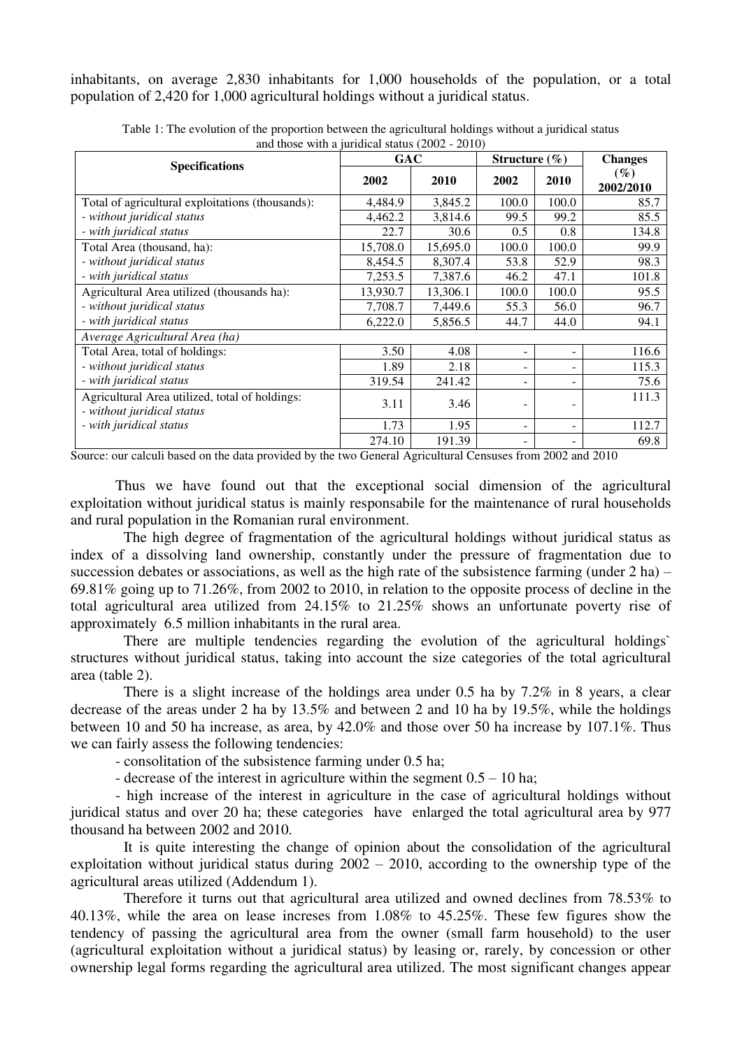inhabitants, on average 2,830 inhabitants for 1,000 households of the population, or a total population of 2,420 for 1,000 agricultural holdings without a juridical status.

Table 1: The evolution of the proportion between the agricultural holdings without a juridical status and those with a juridical status (2002 - 2010)

| Specifications | GAC | | Structure (%) | | Changes (%) |
|---|---|---|---|---|---|
| | 2002 | 2010 | 2002 | 2010 | 2002/2010 |
| Total of agricultural exploitations (thousands): | 4,484.9 | 3,845.2 | 100.0 | 100.0 | 85.7 |
| *- without juridical status* | 4,462.2 | 3,814.6 | 99.5 | 99.2 | 85.5 |
| *- with juridical status* | 22.7 | 30.6 | 0.5 | 0.8 | 134.8 |
| Total Area (thousand, ha): | 15,708.0 | 15,695.0 | 100.0 | 100.0 | 99.9 |
| *- without juridical status* | 8,454.5 | 8,307.4 | 53.8 | 52.9 | 98.3 |
| *- with juridical status* | 7,253.5 | 7,387.6 | 46.2 | 47.1 | 101.8 |
| Agricultural Area utilized (thousands ha): | 13,930.7 | 13,306.1 | 100.0 | 100.0 | 95.5 |
| *- without juridical status* | 7,708.7 | 7,449.6 | 55.3 | 56.0 | 96.7 |
| *- with juridical status* | 6,222.0 | 5,856.5 | 44.7 | 44.0 | 94.1 |
| *Average Agricultural Area (ha)* | | | | | |
| Total Area, total of holdings: | 3.50 | 4.08 | - | - | 116.6 |
| *- without juridical status* | 1.89 | 2.18 | - | - | 115.3 |
| *- with juridical status* | 319.54 | 241.42 | - | - | 75.6 |
| Agricultural Area utilized, total of holdings: | 3.11 | 3.46 | - | - | 111.3 |
| *- without juridical status* | 1.73 | 1.95 | - | - | 112.7 |
| *- with juridical status* | 274.10 | 191.39 | - | - | 69.8 |

Source: our calculi based on the data provided by the two General Agricultural Censuses from 2002 and 2010

Thus we have found out that the exceptional social dimension of the agricultural exploitation without juridical status is mainly responsabile for the maintenance of rural households and rural population in the Romanian rural environment.

The high degree of fragmentation of the agricultural holdings without juridical status as index of a dissolving land ownership, constantly under the pressure of fragmentation due to succession debates or associations, as well as the high rate of the subsistence farming (under 2 ha) – 69.81% going up to 71.26%, from 2002 to 2010, in relation to the opposite process of decline in the total agricultural area utilized from 24.15% to 21.25% shows an unfortunate poverty rise of approximately 6.5 million inhabitants in the rural area.

There are multiple tendencies regarding the evolution of the agricultural holdings` structures without juridical status, taking into account the size categories of the total agricultural area (table 2).

There is a slight increase of the holdings area under 0.5 ha by 7.2% in 8 years, a clear decrease of the areas under 2 ha by 13.5% and between 2 and 10 ha by 19.5%, while the holdings between 10 and 50 ha increase, as area, by 42.0% and those over 50 ha increase by 107.1%. Thus we can fairly assess the following tendencies:

- consolitation of the subsistence farming under 0.5 ha;
- decrease of the interest in agriculture within the segment 0.5 – 10 ha;
- high increase of the interest in agriculture in the case of agricultural holdings without juridical status and over 20 ha; these categories have enlarged the total agricultural area by 977 thousand ha between 2002 and 2010.

It is quite interesting the change of opinion about the consolidation of the agricultural exploitation without juridical status during 2002 – 2010, according to the ownership type of the agricultural areas utilized (Addendum 1).

Therefore it turns out that agricultural area utilized and owned declines from 78.53% to 40.13%, while the area on lease increses from 1.08% to 45.25%. These few figures show the tendency of passing the agricultural area from the owner (small farm household) to the user (agricultural exploitation without a juridical status) by leasing or, rarely, by concession or other ownership legal forms regarding the agricultural area utilized. The most significant changes appear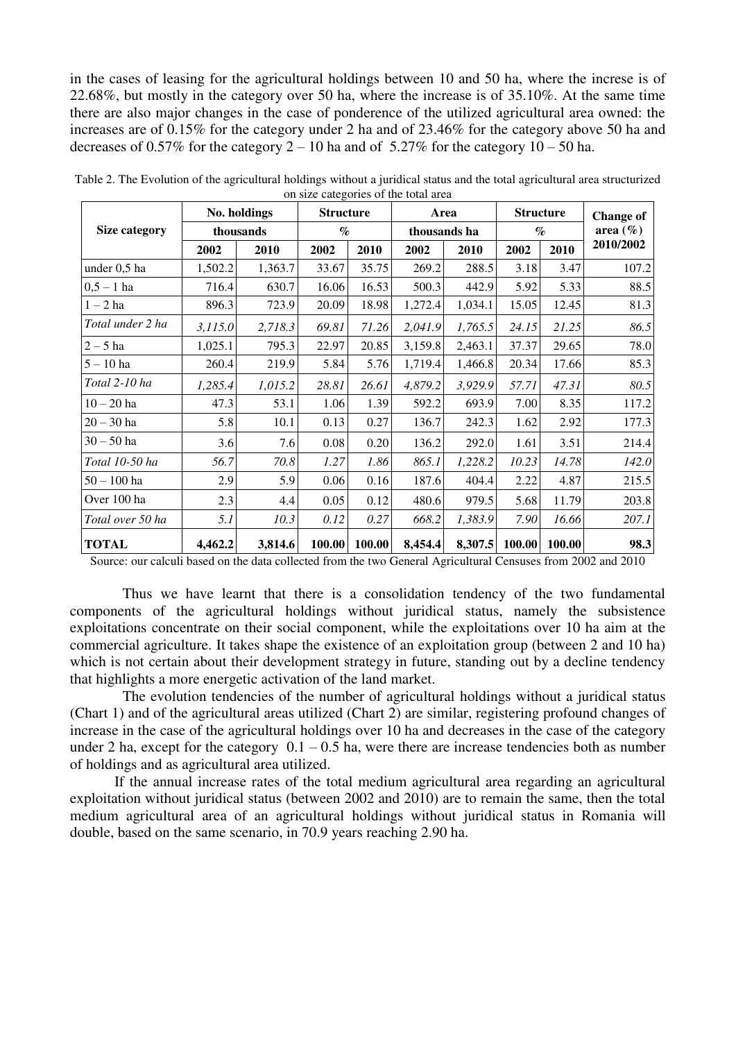in the cases of leasing for the agricultural holdings between 10 and 50 ha, where the increse is of 22.68%, but mostly in the category over 50 ha, where the increase is of 35.10%. At the same time there are also major changes in the case of ponderence of the utilized agricultural area owned: the increases are of 0.15% for the category under 2 ha and of 23.46% for the category above 50 ha and decreases of 0.57% for the category 2 – 10 ha and of 5.27% for the category 10 – 50 ha.

Table 2. The Evolution of the agricultural holdings without a juridical status and the total agricultural area structurized on size categories of the total area

| Size category | No. holdings thousands | | Structure % | | Area thousands ha | | Structure % | | Change of area (%) 2010/2002 |
|---|---|---|---|---|---|---|---|---|---|
| | 2002 | 2010 | 2002 | 2010 | 2002 | 2010 | 2002 | 2010 | |
| under 0,5 ha | 1,502.2 | 1,363.7 | 33.67 | 35.75 | 269.2 | 288.5 | 3.18 | 3.47 | 107.2 |
| 0,5 – 1 ha | 716.4 | 630.7 | 16.06 | 16.53 | 500.3 | 442.9 | 5.92 | 5.33 | 88.5 |
| 1 – 2 ha | 896.3 | 723.9 | 20.09 | 18.98 | 1,272.4 | 1,034.1 | 15.05 | 12.45 | 81.3 |
| *Total under 2 ha* | *3,115.0* | *2,718.3* | *69.81* | *71.26* | *2,041.9* | *1,765.5* | *24.15* | *21.25* | *86.5* |
| 2 – 5 ha | 1,025.1 | 795.3 | 22.97 | 20.85 | 3,159.8 | 2,463.1 | 37.37 | 29.65 | 78.0 |
| 5 – 10 ha | 260.4 | 219.9 | 5.84 | 5.76 | 1,719.4 | 1,466.8 | 20.34 | 17.66 | 85.3 |
| *Total 2-10 ha* | *1,285.4* | *1,015.2* | *28.81* | *26.61* | *4,879.2* | *3,929.9* | *57.71* | *47.31* | *80.5* |
| 10 – 20 ha | 47.3 | 53.1 | 1.06 | 1.39 | 592.2 | 693.9 | 7.00 | 8.35 | 117.2 |
| 20 – 30 ha | 5.8 | 10.1 | 0.13 | 0.27 | 136.7 | 242.3 | 1.62 | 2.92 | 177.3 |
| 30 – 50 ha | 3.6 | 7.6 | 0.08 | 0.20 | 136.2 | 292.0 | 1.61 | 3.51 | 214.4 |
| *Total 10-50 ha* | *56.7* | *70.8* | *1.27* | *1.86* | *865.1* | *1,228.2* | *10.23* | *14.78* | *142.0* |
| 50 – 100 ha | 2.9 | 5.9 | 0.06 | 0.16 | 187.6 | 404.4 | 2.22 | 4.87 | 215.5 |
| Over 100 ha | 2.3 | 4.4 | 0.05 | 0.12 | 480.6 | 979.5 | 5.68 | 11.79 | 203.8 |
| *Total over 50 ha* | *5.1* | *10.3* | *0.12* | *0.27* | *668.2* | *1,383.9* | *7.90* | *16.66* | *207.1* |
| **TOTAL** | **4,462.2** | **3,814.6** | **100.00** | **100.00** | **8,454.4** | **8,307.5** | **100.00** | **100.00** | **98.3** |

Source: our calculi based on the data collected from the two General Agricultural Censuses from 2002 and 2010

Thus we have learnt that there is a consolidation tendency of the two fundamental components of the agricultural holdings without juridical status, namely the subsistence exploitations concentrate on their social component, while the exploitations over 10 ha aim at the commercial agriculture. It takes shape the existence of an exploitation group (between 2 and 10 ha) which is not certain about their development strategy in future, standing out by a decline tendency that highlights a more energetic activation of the land market.

The evolution tendencies of the number of agricultural holdings without a juridical status (Chart 1) and of the agricultural areas utilized (Chart 2) are similar, registering profound changes of increase in the case of the agricultural holdings over 10 ha and decreases in the case of the category under 2 ha, except for the category 0.1 – 0.5 ha, were there are increase tendencies both as number of holdings and as agricultural area utilized.

If the annual increase rates of the total medium agricultural area regarding an agricultural exploitation without juridical status (between 2002 and 2010) are to remain the same, then the total medium agricultural area of an agricultural holdings without juridical status in Romania will double, based on the same scenario, in 70.9 years reaching 2.90 ha.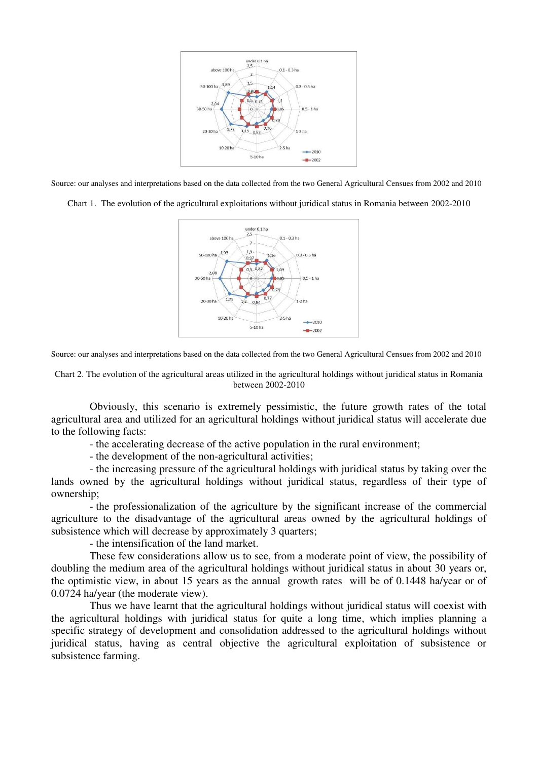Source: our analyses and interpretations based on the data collected from the two General Agricultural Censuses from 2002 and 2010

Chart 1. The evolution of the agricultural exploitations without juridical status in Romania between 2002-2010

Source: our analyses and interpretations based on the data collected from the two General Agricultural Censuses from 2002 and 2010

Chart 2. The evolution of the agricultural areas utilized in the agricultural holdings without juridical status in Romania between 2002-2010

Obviously, this scenario is extremely pessimistic, the future growth rates of the total agricultural area and utilized for an agricultural holdings without juridical status will accelerate due to the following facts:

- the accelerating decrease of the active population in the rural environment;
- the development of the non-agricultural activities;
- the increasing pressure of the agricultural holdings with juridical status by taking over the lands owned by the agricultural holdings without juridical status, regardless of their type of ownership;
- the professionalization of the agriculture by the significant increase of the commercial agriculture to the disadvantage of the agricultural areas owned by the agricultural holdings of subsistence which will decrease by approximately 3 quarters;
- the intensification of the land market.

These few considerations allow us to see, from a moderate point of view, the possibility of doubling the medium area of the agricultural holdings without juridical status in about 30 years or, the optimistic view, in about 15 years as the annual growth rates will be of 0.1448 ha/year or of 0.0724 ha/year (the moderate view).

Thus we have learnt that the agricultural holdings without juridical status will coexist with the agricultural holdings with juridical status for quite a long time, which implies planning a specific strategy of development and consolidation addressed to the agricultural holdings without juridical status, having as central objective the agricultural exploitation of subsistence or subsistence farming.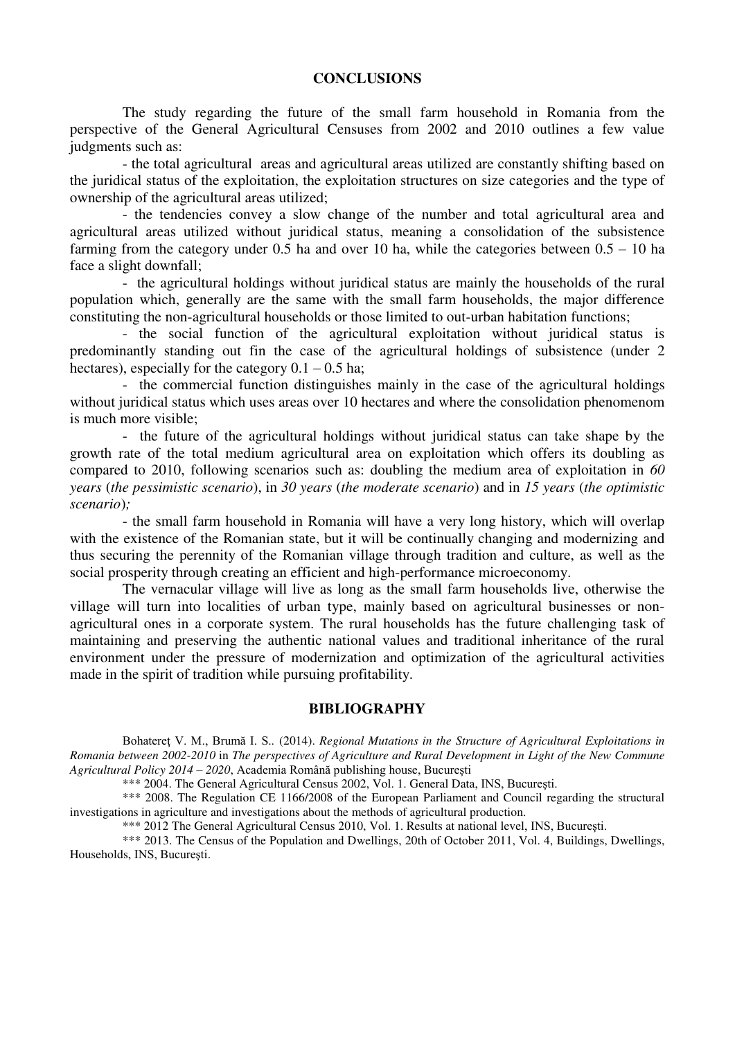## CONCLUSIONS

The study regarding the future of the small farm household in Romania from the perspective of the General Agricultural Censuses from 2002 and 2010 outlines a few value judgments such as:

- the total agricultural areas and agricultural areas utilized are constantly shifting based on the juridical status of the exploitation, the exploitation structures on size categories and the type of ownership of the agricultural areas utilized;
- the tendencies convey a slow change of the number and total agricultural area and agricultural areas utilized without juridical status, meaning a consolidation of the subsistence farming from the category under 0.5 ha and over 10 ha, while the categories between 0.5 – 10 ha face a slight downfall;
- the agricultural holdings without juridical status are mainly the households of the rural population which, generally are the same with the small farm households, the major difference constituting the non-agricultural households or those limited to out-urban habitation functions;
- the social function of the agricultural exploitation without juridical status is predominantly standing out fin the case of the agricultural holdings of subsistence (under 2 hectares), especially for the category 0.1 – 0.5 ha;
- the commercial function distinguishes mainly in the case of the agricultural holdings without juridical status which uses areas over 10 hectares and where the consolidation phenomenom is much more visible;
- the future of the agricultural holdings without juridical status can take shape by the growth rate of the total medium agricultural area on exploitation which offers its doubling as compared to 2010, following scenarios such as: doubling the medium area of exploitation in *60 years* (*the pessimistic scenario*), in *30 years* (*the moderate scenario*) and in *15 years* (*the optimistic scenario*)*;*
- the small farm household in Romania will have a very long history, which will overlap with the existence of the Romanian state, but it will be continually changing and modernizing and thus securing the perennity of the Romanian village through tradition and culture, as well as the social prosperity through creating an efficient and high-performance microeconomy.

The vernacular village will live as long as the small farm households live, otherwise the village will turn into localities of urban type, mainly based on agricultural businesses or non-agricultural ones in a corporate system. The rural households has the future challenging task of maintaining and preserving the authentic national values and traditional inheritance of the rural environment under the pressure of modernization and optimization of the agricultural activities made in the spirit of tradition while pursuing profitability.

## BIBLIOGRAPHY

Bohatereţ V. M., Brumă I. S.. (2014). *Regional Mutations in the Structure of Agricultural Exploitations in Romania between 2002-2010* in *The perspectives of Agriculture and Rural Development in Light of the New Commune Agricultural Policy 2014 – 2020*, Academia Română publishing house, Bucureşti

*** 2004. The General Agricultural Census 2002, Vol. 1. General Data, INS, Bucureşti.

*** 2008. The Regulation CE 1166/2008 of the European Parliament and Council regarding the structural investigations in agriculture and investigations about the methods of agricultural production.

*** 2012 The General Agricultural Census 2010, Vol. 1. Results at national level, INS, Bucureşti.

*** 2013. The Census of the Population and Dwellings, 20th of October 2011, Vol. 4, Buildings, Dwellings, Households, INS, Bucureşti.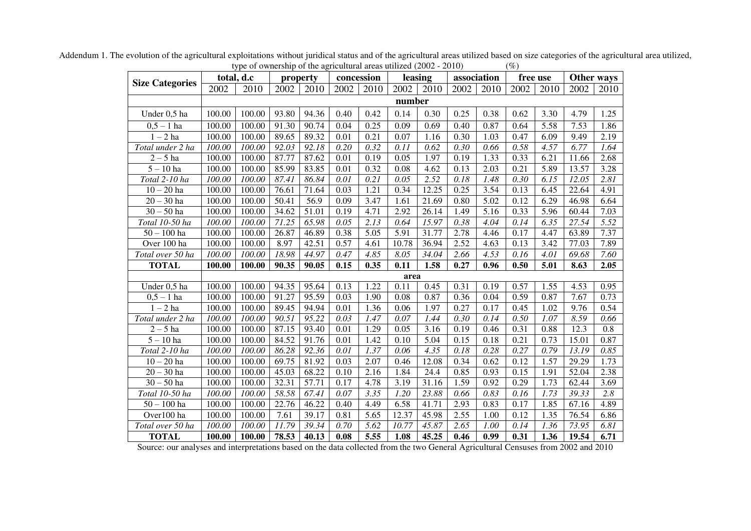Addendum 1. The evolution of the agricultural exploitations without juridical status and of the agricultural areas utilized based on size categories of the agricultural area utilized, type of ownership of the agricultural areas utilized (2002 - 2010) (%)

| Size Categories | total, d.c | | property | | concession | | leasing | | association | | free use | | Other ways | |
|---|---|---|---|---|---|---|---|---|---|---|---|---|---|---|
| | 2002 | 2010 | 2002 | 2010 | 2002 | 2010 | 2002 | 2010 | 2002 | 2010 | 2002 | 2010 | 2002 | 2010 |
| | **number** | | | | | | | | | | | | | |
| Under 0,5 ha | 100.00 | 100.00 | 93.80 | 94.36 | 0.40 | 0.42 | 0.14 | 0.30 | 0.25 | 0.38 | 0.62 | 3.30 | 4.79 | 1.25 |
| 0,5 – 1 ha | 100.00 | 100.00 | 91.30 | 90.74 | 0.04 | 0.25 | 0.09 | 0.69 | 0.40 | 0.87 | 0.64 | 5.58 | 7.53 | 1.86 |
| 1 – 2 ha | 100.00 | 100.00 | 89.65 | 89.32 | 0.01 | 0.21 | 0.07 | 1.16 | 0.30 | 1.03 | 0.47 | 6.09 | 9.49 | 2.19 |
| *Total under 2 ha* | *100.00* | *100.00* | *92.03* | *92.18* | *0.20* | *0.32* | *0.11* | *0.62* | *0.30* | *0.66* | *0.58* | *4.57* | *6.77* | *1.64* |
| 2 – 5 ha | 100.00 | 100.00 | 87.77 | 87.62 | 0.01 | 0.19 | 0.05 | 1.97 | 0.19 | 1.33 | 0.33 | 6.21 | 11.66 | 2.68 |
| 5 – 10 ha | 100.00 | 100.00 | 85.99 | 83.85 | 0.01 | 0.32 | 0.08 | 4.62 | 0.13 | 2.03 | 0.21 | 5.89 | 13.57 | 3.28 |
| *Total 2-10 ha* | *100.00* | *100.00* | *87.41* | *86.84* | *0.01* | *0.21* | *0.05* | *2.52* | *0.18* | *1.48* | *0.30* | *6.15* | *12.05* | *2.81* |
| 10 – 20 ha | 100.00 | 100.00 | 76.61 | 71.64 | 0.03 | 1.21 | 0.34 | 12.25 | 0.25 | 3.54 | 0.13 | 6.45 | 22.64 | 4.91 |
| 20 – 30 ha | 100.00 | 100.00 | 50.41 | 56.9 | 0.09 | 3.47 | 1.61 | 21.69 | 0.80 | 5.02 | 0.12 | 6.29 | 46.98 | 6.64 |
| 30 – 50 ha | 100.00 | 100.00 | 34.62 | 51.01 | 0.19 | 4.71 | 2.92 | 26.14 | 1.49 | 5.16 | 0.33 | 5.96 | 60.44 | 7.03 |
| *Total 10-50 ha* | *100.00* | *100.00* | *71.25* | *65.98* | *0.05* | *2.13* | *0.64* | *15.97* | *0.38* | *4.04* | *0.14* | *6.35* | *27.54* | *5.52* |
| 50 – 100 ha | 100.00 | 100.00 | 26.87 | 46.89 | 0.38 | 5.05 | 5.91 | 31.77 | 2.78 | 4.46 | 0.17 | 4.47 | 63.89 | 7.37 |
| Over 100 ha | 100.00 | 100.00 | 8.97 | 42.51 | 0.57 | 4.61 | 10.78 | 36.94 | 2.52 | 4.63 | 0.13 | 3.42 | 77.03 | 7.89 |
| *Total over 50 ha* | *100.00* | *100.00* | *18.98* | *44.97* | *0.47* | *4.85* | *8.05* | *34.04* | *2.66* | *4.53* | *0.16* | *4.01* | *69.68* | *7.60* |
| **TOTAL** | **100.00** | **100.00** | **90.35** | **90.05** | **0.15** | **0.35** | **0.11** | **1.58** | **0.27** | **0.96** | **0.50** | **5.01** | **8.63** | **2.05** |
| | **area** | | | | | | | | | | | | | |
| Under 0,5 ha | 100.00 | 100.00 | 94.35 | 95.64 | 0.13 | 1.22 | 0.11 | 0.45 | 0.31 | 0.19 | 0.57 | 1.55 | 4.53 | 0.95 |
| 0,5 – 1 ha | 100.00 | 100.00 | 91.27 | 95.59 | 0.03 | 1.90 | 0.08 | 0.87 | 0.36 | 0.04 | 0.59 | 0.87 | 7.67 | 0.73 |
| 1 – 2 ha | 100.00 | 100.00 | 89.45 | 94.94 | 0.01 | 1.36 | 0.06 | 1.97 | 0.27 | 0.17 | 0.45 | 1.02 | 9.76 | 0.54 |
| *Total under 2 ha* | *100.00* | *100.00* | *90.51* | *95.22* | *0.03* | *1.47* | *0.07* | *1.44* | *0.30* | *0.14* | *0.50* | *1.07* | *8.59* | *0.66* |
| 2 – 5 ha | 100.00 | 100.00 | 87.15 | 93.40 | 0.01 | 1.29 | 0.05 | 3.16 | 0.19 | 0.46 | 0.31 | 0.88 | 12.3 | 0.8 |
| 5 – 10 ha | 100.00 | 100.00 | 84.52 | 91.76 | 0.01 | 1.42 | 0.10 | 5.04 | 0.15 | 0.18 | 0.21 | 0.73 | 15.01 | 0.87 |
| *Total 2-10 ha* | *100.00* | *100.00* | *86.28* | *92.36* | *0.01* | *1.37* | *0.06* | *4.35* | *0.18* | *0.28* | *0.27* | *0.79* | *13.19* | *0.85* |
| 10 – 20 ha | 100.00 | 100.00 | 69.75 | 81.92 | 0.03 | 2.07 | 0.46 | 12.08 | 0.34 | 0.62 | 0.12 | 1.57 | 29.29 | 1.73 |
| 20 – 30 ha | 100.00 | 100.00 | 45.03 | 68.22 | 0.10 | 2.16 | 1.84 | 24.4 | 0.85 | 0.93 | 0.15 | 1.91 | 52.04 | 2.38 |
| 30 – 50 ha | 100.00 | 100.00 | 32.31 | 57.71 | 0.17 | 4.78 | 3.19 | 31.16 | 1.59 | 0.92 | 0.29 | 1.73 | 62.44 | 3.69 |
| *Total 10-50 ha* | *100.00* | *100.00* | *58.58* | *67.41* | *0.07* | *3.35* | *1.20* | *23.88* | *0.66* | *0.83* | *0.16* | *1.73* | *39.33* | *2.8* |
| 50 – 100 ha | 100.00 | 100.00 | 22.76 | 46.22 | 0.40 | 4.49 | 6.58 | 41.71 | 2.93 | 0.83 | 0.17 | 1.85 | 67.16 | 4.89 |
| Over100 ha | 100.00 | 100.00 | 7.61 | 39.17 | 0.81 | 5.65 | 12.37 | 45.98 | 2.55 | 1.00 | 0.12 | 1.35 | 76.54 | 6.86 |
| *Total over 50 ha* | *100.00* | *100.00* | *11.79* | *39.34* | *0.70* | *5.62* | *10.77* | *45.87* | *2.65* | *1.00* | *0.14* | *1.36* | *73.95* | *6.81* |
| **TOTAL** | **100.00** | **100.00** | **78.53** | **40.13** | **0.08** | **5.55** | **1.08** | **45.25** | **0.46** | **0.99** | **0.31** | **1.36** | **19.54** | **6.71** |

Source: our analyses and interpretations based on the data collected from the two General Agricultural Censuses from 2002 and 2010